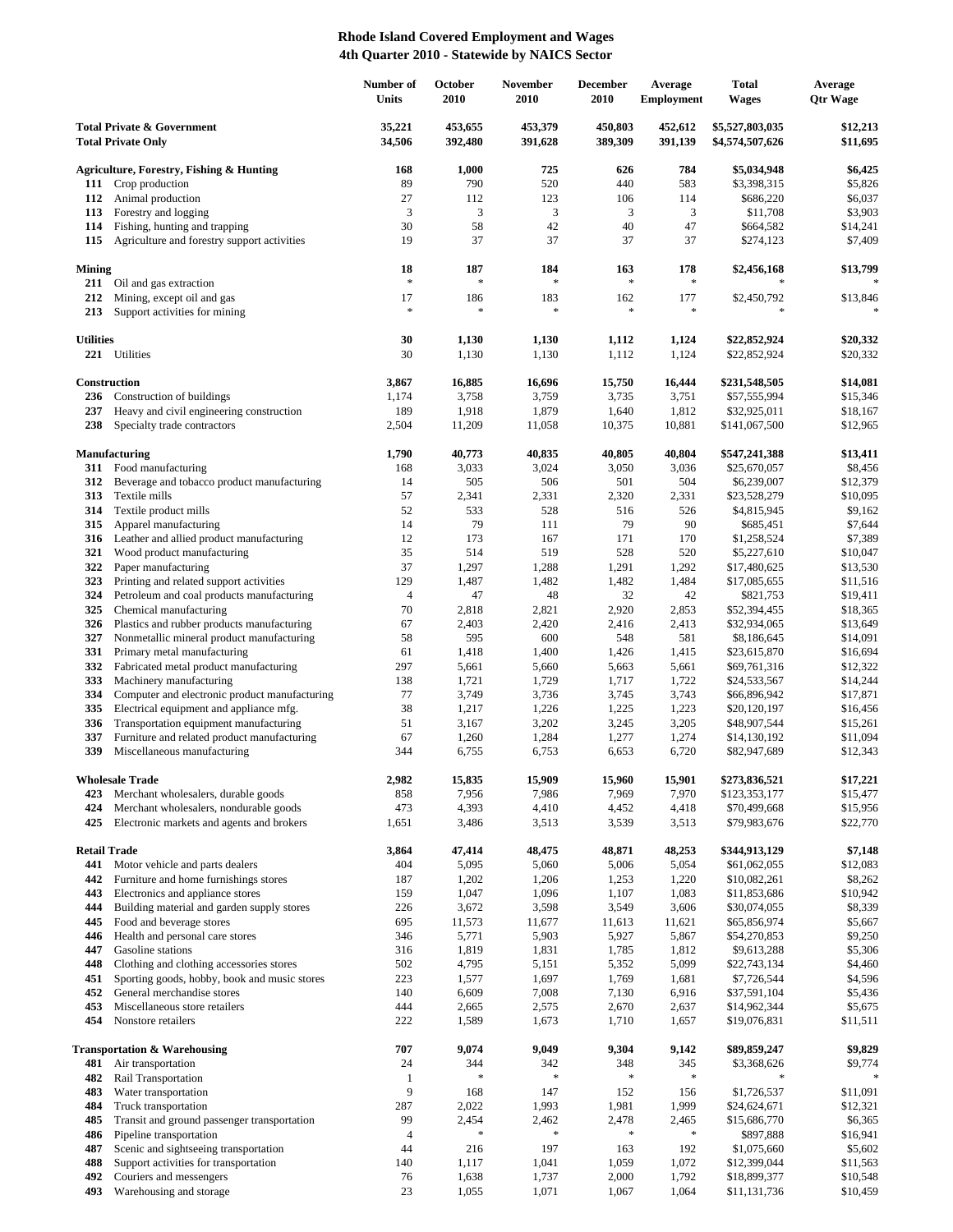# Rhode Island Covered Employment and Wages
## 4th Quarter 2010 - Statewide by NAICS Sector

| | | Number of Units | October 2010 | November 2010 | December 2010 | Average Employment | Total Wages | Average Qtr Wage |
|---|---|---|---|---|---|---|---|---|
| **Total Private & Government** | | **35,221** | **453,655** | **453,379** | **450,803** | **452,612** | **$5,527,803,035** | **$12,213** |
| **Total Private Only** | | **34,506** | **392,480** | **391,628** | **389,309** | **391,139** | **$4,574,507,626** | **$11,695** |
| **Agriculture, Forestry, Fishing & Hunting** | | **168** | **1,000** | **725** | **626** | **784** | **$5,034,948** | **$6,425** |
| 111 | Crop production | 89 | 790 | 520 | 440 | 583 | $3,398,315 | $5,826 |
| 112 | Animal production | 27 | 112 | 123 | 106 | 114 | $686,220 | $6,037 |
| 113 | Forestry and logging | 3 | 3 | 3 | 3 | 3 | $11,708 | $3,903 |
| 114 | Fishing, hunting and trapping | 30 | 58 | 42 | 40 | 47 | $664,582 | $14,241 |
| 115 | Agriculture and forestry support activities | 19 | 37 | 37 | 37 | 37 | $274,123 | $7,409 |
| **Mining** | | **18** | **187** | **184** | **163** | **178** | **$2,456,168** | **$13,799** |
| 211 | Oil and gas extraction | * | * | * | * | * | * | * |
| 212 | Mining, except oil and gas | 17 | 186 | 183 | 162 | 177 | $2,450,792 | $13,846 |
| 213 | Support activities for mining | * | * | * | * | * | * | * |
| **Utilities** | | **30** | **1,130** | **1,130** | **1,112** | **1,124** | **$22,852,924** | **$20,332** |
| 221 | Utilities | 30 | 1,130 | 1,130 | 1,112 | 1,124 | $22,852,924 | $20,332 |
| **Construction** | | **3,867** | **16,885** | **16,696** | **15,750** | **16,444** | **$231,548,505** | **$14,081** |
| 236 | Construction of buildings | 1,174 | 3,758 | 3,759 | 3,735 | 3,751 | $57,555,994 | $15,346 |
| 237 | Heavy and civil engineering construction | 189 | 1,918 | 1,879 | 1,640 | 1,812 | $32,925,011 | $18,167 |
| 238 | Specialty trade contractors | 2,504 | 11,209 | 11,058 | 10,375 | 10,881 | $141,067,500 | $12,965 |
| **Manufacturing** | | **1,790** | **40,773** | **40,835** | **40,805** | **40,804** | **$547,241,388** | **$13,411** |
| 311 | Food manufacturing | 168 | 3,033 | 3,024 | 3,050 | 3,036 | $25,670,057 | $8,456 |
| 312 | Beverage and tobacco product manufacturing | 14 | 505 | 506 | 501 | 504 | $6,239,007 | $12,379 |
| 313 | Textile mills | 57 | 2,341 | 2,331 | 2,320 | 2,331 | $23,528,279 | $10,095 |
| 314 | Textile product mills | 52 | 533 | 528 | 516 | 526 | $4,815,945 | $9,162 |
| 315 | Apparel manufacturing | 14 | 79 | 111 | 79 | 90 | $685,451 | $7,644 |
| 316 | Leather and allied product manufacturing | 12 | 173 | 167 | 171 | 170 | $1,258,524 | $7,389 |
| 321 | Wood product manufacturing | 35 | 514 | 519 | 528 | 520 | $5,227,610 | $10,047 |
| 322 | Paper manufacturing | 37 | 1,297 | 1,288 | 1,291 | 1,292 | $17,480,625 | $13,530 |
| 323 | Printing and related support activities | 129 | 1,487 | 1,482 | 1,482 | 1,484 | $17,085,655 | $11,516 |
| 324 | Petroleum and coal products manufacturing | 4 | 47 | 48 | 32 | 42 | $821,753 | $19,411 |
| 325 | Chemical manufacturing | 70 | 2,818 | 2,821 | 2,920 | 2,853 | $52,394,455 | $18,365 |
| 326 | Plastics and rubber products manufacturing | 67 | 2,403 | 2,420 | 2,416 | 2,413 | $32,934,065 | $13,649 |
| 327 | Nonmetallic mineral product manufacturing | 58 | 595 | 600 | 548 | 581 | $8,186,645 | $14,091 |
| 331 | Primary metal manufacturing | 61 | 1,418 | 1,400 | 1,426 | 1,415 | $23,615,870 | $16,694 |
| 332 | Fabricated metal product manufacturing | 297 | 5,661 | 5,660 | 5,663 | 5,661 | $69,761,316 | $12,322 |
| 333 | Machinery manufacturing | 138 | 1,721 | 1,729 | 1,717 | 1,722 | $24,533,567 | $14,244 |
| 334 | Computer and electronic product manufacturing | 77 | 3,749 | 3,736 | 3,745 | 3,743 | $66,896,942 | $17,871 |
| 335 | Electrical equipment and appliance mfg. | 38 | 1,217 | 1,226 | 1,225 | 1,223 | $20,120,197 | $16,456 |
| 336 | Transportation equipment manufacturing | 51 | 3,167 | 3,202 | 3,245 | 3,205 | $48,907,544 | $15,261 |
| 337 | Furniture and related product manufacturing | 67 | 1,260 | 1,284 | 1,277 | 1,274 | $14,130,192 | $11,094 |
| 339 | Miscellaneous manufacturing | 344 | 6,755 | 6,753 | 6,653 | 6,720 | $82,947,689 | $12,343 |
| **Wholesale Trade** | | **2,982** | **15,835** | **15,909** | **15,960** | **15,901** | **$273,836,521** | **$17,221** |
| 423 | Merchant wholesalers, durable goods | 858 | 7,956 | 7,986 | 7,969 | 7,970 | $123,353,177 | $15,477 |
| 424 | Merchant wholesalers, nondurable goods | 473 | 4,393 | 4,410 | 4,452 | 4,418 | $70,499,668 | $15,956 |
| 425 | Electronic markets and agents and brokers | 1,651 | 3,486 | 3,513 | 3,539 | 3,513 | $79,983,676 | $22,770 |
| **Retail Trade** | | **3,864** | **47,414** | **48,475** | **48,871** | **48,253** | **$344,913,129** | **$7,148** |
| 441 | Motor vehicle and parts dealers | 404 | 5,095 | 5,060 | 5,006 | 5,054 | $61,062,055 | $12,083 |
| 442 | Furniture and home furnishings stores | 187 | 1,202 | 1,206 | 1,253 | 1,220 | $10,082,261 | $8,262 |
| 443 | Electronics and appliance stores | 159 | 1,047 | 1,096 | 1,107 | 1,083 | $11,853,686 | $10,942 |
| 444 | Building material and garden supply stores | 226 | 3,672 | 3,598 | 3,549 | 3,606 | $30,074,055 | $8,339 |
| 445 | Food and beverage stores | 695 | 11,573 | 11,677 | 11,613 | 11,621 | $65,856,974 | $5,667 |
| 446 | Health and personal care stores | 346 | 5,771 | 5,903 | 5,927 | 5,867 | $54,270,853 | $9,250 |
| 447 | Gasoline stations | 316 | 1,819 | 1,831 | 1,785 | 1,812 | $9,613,288 | $5,306 |
| 448 | Clothing and clothing accessories stores | 502 | 4,795 | 5,151 | 5,352 | 5,099 | $22,743,134 | $4,460 |
| 451 | Sporting goods, hobby, book and music stores | 223 | 1,577 | 1,697 | 1,769 | 1,681 | $7,726,544 | $4,596 |
| 452 | General merchandise stores | 140 | 6,609 | 7,008 | 7,130 | 6,916 | $37,591,104 | $5,436 |
| 453 | Miscellaneous store retailers | 444 | 2,665 | 2,575 | 2,670 | 2,637 | $14,962,344 | $5,675 |
| 454 | Nonstore retailers | 222 | 1,589 | 1,673 | 1,710 | 1,657 | $19,076,831 | $11,511 |
| **Transportation & Warehousing** | | **707** | **9,074** | **9,049** | **9,304** | **9,142** | **$89,859,247** | **$9,829** |
| 481 | Air transportation | 24 | 344 | 342 | 348 | 345 | $3,368,626 | $9,774 |
| 482 | Rail Transportation | 1 | * | * | * | * | * | * |
| 483 | Water transportation | 9 | 168 | 147 | 152 | 156 | $1,726,537 | $11,091 |
| 484 | Truck transportation | 287 | 2,022 | 1,993 | 1,981 | 1,999 | $24,624,671 | $12,321 |
| 485 | Transit and ground passenger transportation | 99 | 2,454 | 2,462 | 2,478 | 2,465 | $15,686,770 | $6,365 |
| 486 | Pipeline transportation | 4 | * | * | * | * | $897,888 | $16,941 |
| 487 | Scenic and sightseeing transportation | 44 | 216 | 197 | 163 | 192 | $1,075,660 | $5,602 |
| 488 | Support activities for transportation | 140 | 1,117 | 1,041 | 1,059 | 1,072 | $12,399,044 | $11,563 |
| 492 | Couriers and messengers | 76 | 1,638 | 1,737 | 2,000 | 1,792 | $18,899,377 | $10,548 |
| 493 | Warehousing and storage | 23 | 1,055 | 1,071 | 1,067 | 1,064 | $11,131,736 | $10,459 |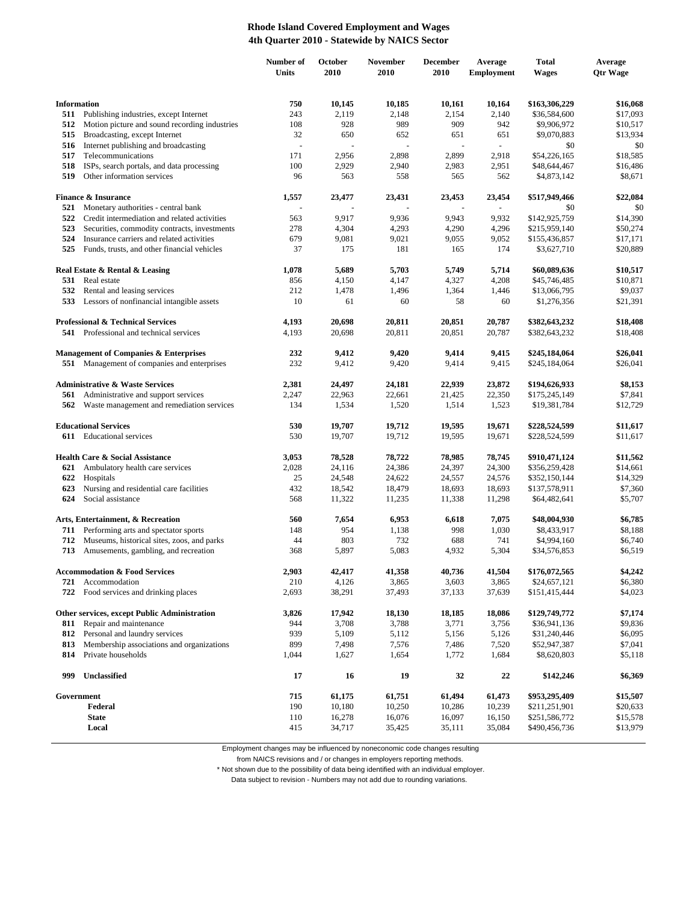# Rhode Island Covered Employment and Wages
## 4th Quarter 2010 - Statewide by NAICS Sector

| | Number of Units | October 2010 | November 2010 | December 2010 | Average Employment | Total Wages | Average Qtr Wage |
|---|---|---|---|---|---|---|---|
| **Information** | **750** | **10,145** | **10,185** | **10,161** | **10,164** | **$163,306,229** | **$16,068** |
| **511** Publishing industries, except Internet | 243 | 2,119 | 2,148 | 2,154 | 2,140 | $36,584,600 | $17,093 |
| **512** Motion picture and sound recording industries | 108 | 928 | 989 | 909 | 942 | $9,906,972 | $10,517 |
| **515** Broadcasting, except Internet | 32 | 650 | 652 | 651 | 651 | $9,070,883 | $13,934 |
| **516** Internet publishing and broadcasting | - | - | - | - | - | $0 | $0 |
| **517** Telecommunications | 171 | 2,956 | 2,898 | 2,899 | 2,918 | $54,226,165 | $18,585 |
| **518** ISPs, search portals, and data processing | 100 | 2,929 | 2,940 | 2,983 | 2,951 | $48,644,467 | $16,486 |
| **519** Other information services | 96 | 563 | 558 | 565 | 562 | $4,873,142 | $8,671 |
| **Finance & Insurance** | **1,557** | **23,477** | **23,431** | **23,453** | **23,454** | **$517,949,466** | **$22,084** |
| **521** Monetary authorities - central bank | - | - | - | - | - | $0 | $0 |
| **522** Credit intermediation and related activities | 563 | 9,917 | 9,936 | 9,943 | 9,932 | $142,925,759 | $14,390 |
| **523** Securities, commodity contracts, investments | 278 | 4,304 | 4,293 | 4,290 | 4,296 | $215,959,140 | $50,274 |
| **524** Insurance carriers and related activities | 679 | 9,081 | 9,021 | 9,055 | 9,052 | $155,436,857 | $17,171 |
| **525** Funds, trusts, and other financial vehicles | 37 | 175 | 181 | 165 | 174 | $3,627,710 | $20,889 |
| **Real Estate & Rental & Leasing** | **1,078** | **5,689** | **5,703** | **5,749** | **5,714** | **$60,089,636** | **$10,517** |
| **531** Real estate | 856 | 4,150 | 4,147 | 4,327 | 4,208 | $45,746,485 | $10,871 |
| **532** Rental and leasing services | 212 | 1,478 | 1,496 | 1,364 | 1,446 | $13,066,795 | $9,037 |
| **533** Lessors of nonfinancial intangible assets | 10 | 61 | 60 | 58 | 60 | $1,276,356 | $21,391 |
| **Professional & Technical Services** | **4,193** | **20,698** | **20,811** | **20,851** | **20,787** | **$382,643,232** | **$18,408** |
| **541** Professional and technical services | 4,193 | 20,698 | 20,811 | 20,851 | 20,787 | $382,643,232 | $18,408 |
| **Management of Companies & Enterprises** | **232** | **9,412** | **9,420** | **9,414** | **9,415** | **$245,184,064** | **$26,041** |
| **551** Management of companies and enterprises | 232 | 9,412 | 9,420 | 9,414 | 9,415 | $245,184,064 | $26,041 |
| **Administrative & Waste Services** | **2,381** | **24,497** | **24,181** | **22,939** | **23,872** | **$194,626,933** | **$8,153** |
| **561** Administrative and support services | 2,247 | 22,963 | 22,661 | 21,425 | 22,350 | $175,245,149 | $7,841 |
| **562** Waste management and remediation services | 134 | 1,534 | 1,520 | 1,514 | 1,523 | $19,381,784 | $12,729 |
| **Educational Services** | **530** | **19,707** | **19,712** | **19,595** | **19,671** | **$228,524,599** | **$11,617** |
| **611** Educational services | 530 | 19,707 | 19,712 | 19,595 | 19,671 | $228,524,599 | $11,617 |
| **Health Care & Social Assistance** | **3,053** | **78,528** | **78,722** | **78,985** | **78,745** | **$910,471,124** | **$11,562** |
| **621** Ambulatory health care services | 2,028 | 24,116 | 24,386 | 24,397 | 24,300 | $356,259,428 | $14,661 |
| **622** Hospitals | 25 | 24,548 | 24,622 | 24,557 | 24,576 | $352,150,144 | $14,329 |
| **623** Nursing and residential care facilities | 432 | 18,542 | 18,479 | 18,693 | 18,693 | $137,578,911 | $7,360 |
| **624** Social assistance | 568 | 11,322 | 11,235 | 11,338 | 11,298 | $64,482,641 | $5,707 |
| **Arts, Entertainment, & Recreation** | **560** | **7,654** | **6,953** | **6,618** | **7,075** | **$48,004,930** | **$6,785** |
| **711** Performing arts and spectator sports | 148 | 954 | 1,138 | 998 | 1,030 | $8,433,917 | $8,188 |
| **712** Museums, historical sites, zoos, and parks | 44 | 803 | 732 | 688 | 741 | $4,994,160 | $6,740 |
| **713** Amusements, gambling, and recreation | 368 | 5,897 | 5,083 | 4,932 | 5,304 | $34,576,853 | $6,519 |
| **Accommodation & Food Services** | **2,903** | **42,417** | **41,358** | **40,736** | **41,504** | **$176,072,565** | **$4,242** |
| **721** Accommodation | 210 | 4,126 | 3,865 | 3,603 | 3,865 | $24,657,121 | $6,380 |
| **722** Food services and drinking places | 2,693 | 38,291 | 37,493 | 37,133 | 37,639 | $151,415,444 | $4,023 |
| **Other services, except Public Administration** | **3,826** | **17,942** | **18,130** | **18,185** | **18,086** | **$129,749,772** | **$7,174** |
| **811** Repair and maintenance | 944 | 3,708 | 3,788 | 3,771 | 3,756 | $36,941,136 | $9,836 |
| **812** Personal and laundry services | 939 | 5,109 | 5,112 | 5,156 | 5,126 | $31,240,446 | $6,095 |
| **813** Membership associations and organizations | 899 | 7,498 | 7,576 | 7,486 | 7,520 | $52,947,387 | $7,041 |
| **814** Private households | 1,044 | 1,627 | 1,654 | 1,772 | 1,684 | $8,620,803 | $5,118 |
| **999 Unclassified** | **17** | **16** | **19** | **32** | **22** | **$142,246** | **$6,369** |
| **Government** | **715** | **61,175** | **61,751** | **61,494** | **61,473** | **$953,295,409** | **$15,507** |
| **Federal** | 190 | 10,180 | 10,250 | 10,286 | 10,239 | $211,251,901 | $20,633 |
| **State** | 110 | 16,278 | 16,076 | 16,097 | 16,150 | $251,586,772 | $15,578 |
| **Local** | 415 | 34,717 | 35,425 | 35,111 | 35,084 | $490,456,736 | $13,979 |

Employment changes may be influenced by noneconomic code changes resulting from NAICS revisions and / or changes in employers reporting methods.

* Not shown due to the possibility of data being identified with an individual employer.

Data subject to revision - Numbers may not add due to rounding variations.